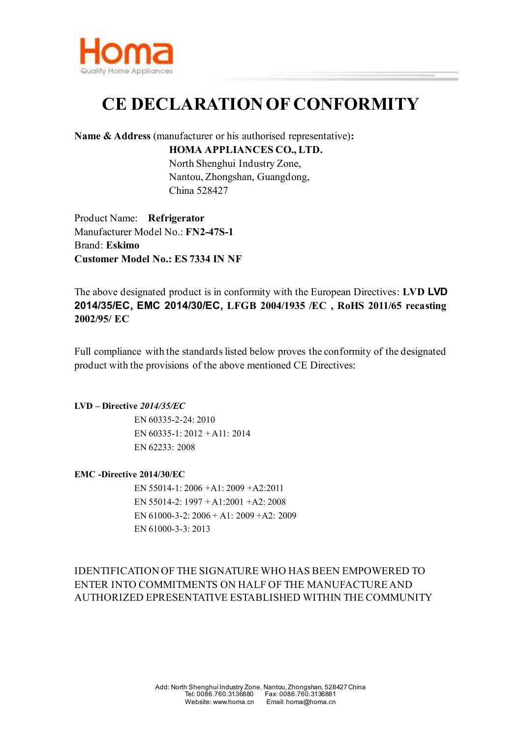Homa
Quality Home Appliances

# CE DECLARATION OF CONFORMITY

**Name & Address** (manufacturer or his authorised representative)**:**

**HOMA APPLIANCES CO., LTD.**
North Shenghui Industry Zone,
Nantou, Zhongshan, Guangdong,
China 528427

Product Name: **Refrigerator**
Manufacturer Model No.: **FN2-47S-1**
Brand: **Eskimo**
**Customer Model No.: ES 7334 IN NF**

The above designated product is in conformity with the European Directives: **LVD LVD 2014/35/EC, EMC 2014/30/EC, LFGB 2004/1935 /EC , RoHS 2011/65 recasting 2002/95/ EC**

Full compliance with the standards listed below proves the conformity of the designated product with the provisions of the above mentioned CE Directives:

**LVD – Directive *2014/35/EC***

EN 60335-2-24: 2010
EN 60335-1: 2012 + A11: 2014
EN 62233: 2008

**EMC -Directive 2014/30/EC**

EN 55014-1: 2006 +A1: 2009 +A2:2011
EN 55014-2: 1997 + A1:2001 +A2: 2008
EN 61000-3-2: 2006 + A1: 2009 +A2: 2009
EN 61000-3-3: 2013

IDENTIFICATION OF THE SIGNATURE WHO HAS BEEN EMPOWERED TO ENTER INTO COMMITMENTS ON HALF OF THE MANUFACTURE AND AUTHORIZED EPRESENTATIVE ESTABLISHED WITHIN THE COMMUNITY

Add: North Shenghui Industry Zone, Nantou, Zhongshan, 528427 China
Tel: 0086.760.3136880 Fax: 0086.760.3136881
Website: www.homa.cn Email: homa@homa.cn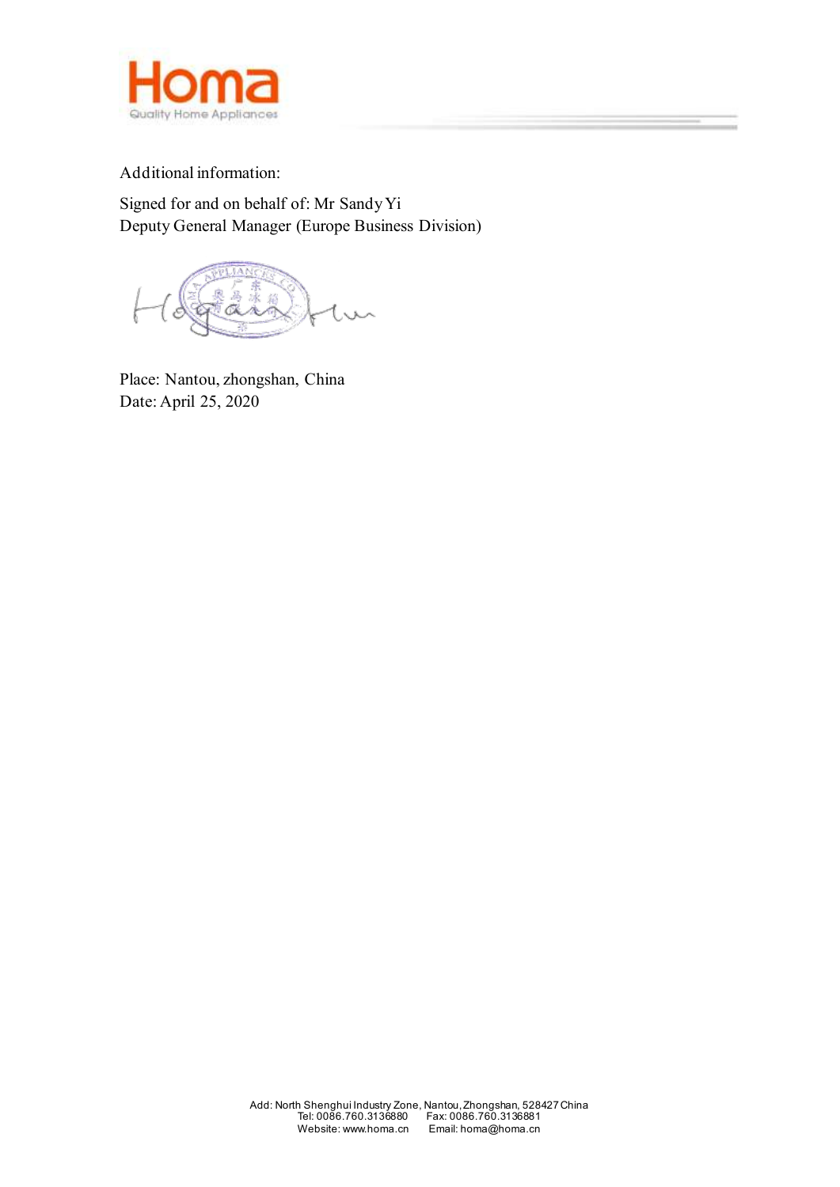Additional information:

Signed for and on behalf of: Mr Sandy Yi
Deputy General Manager (Europe Business Division)

Place: Nantou, zhongshan, China
Date: April 25, 2020